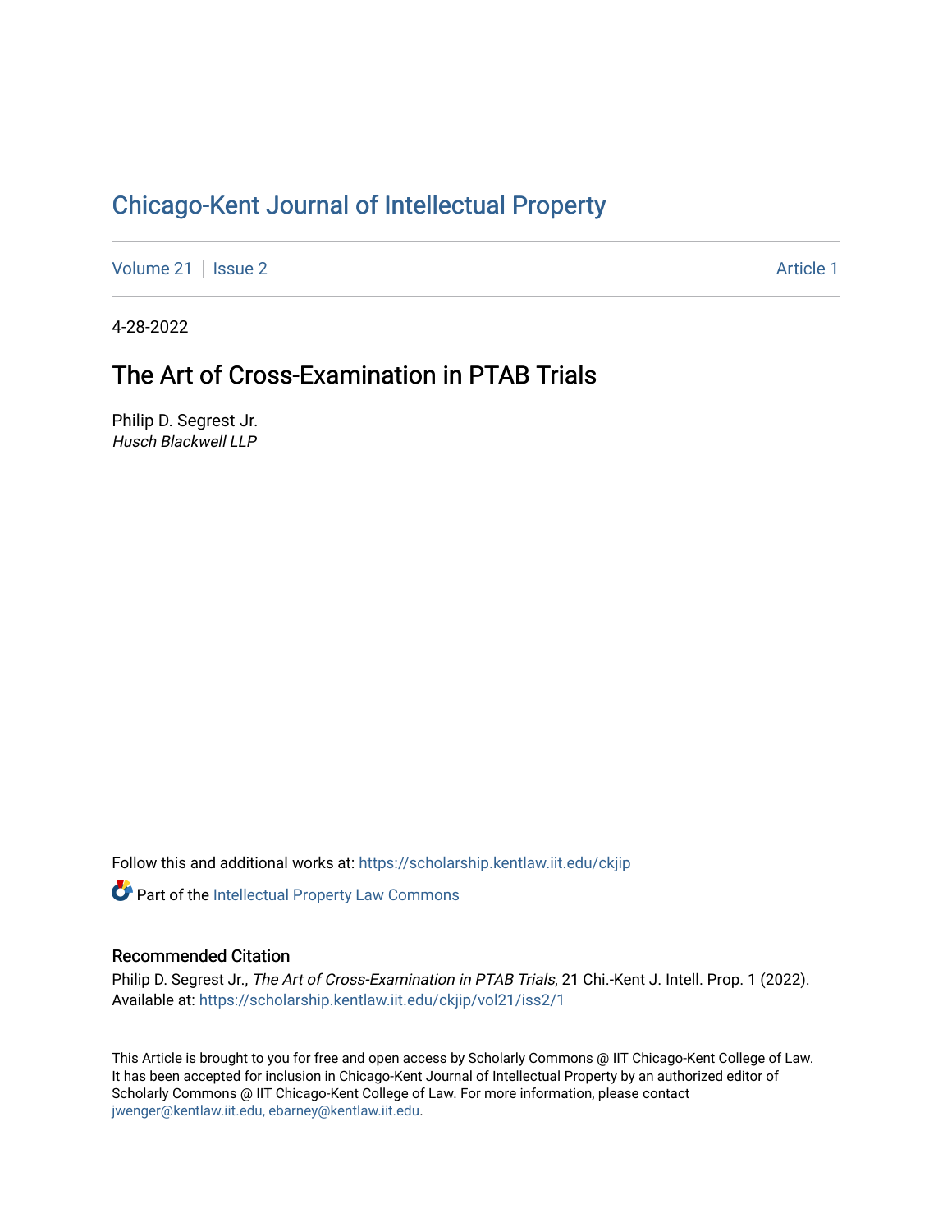# Chicago-Kent Journal of Intellectual Property

Volume 21 | Issue 2 | Article 1

4-28-2022

## The Art of Cross-Examination in PTAB Trials

Philip D. Segrest Jr.
*Husch Blackwell LLP*

Follow this and additional works at: https://scholarship.kentlaw.iit.edu/ckjip

Part of the Intellectual Property Law Commons

### Recommended Citation

Philip D. Segrest Jr., *The Art of Cross-Examination in PTAB Trials*, 21 Chi.-Kent J. Intell. Prop. 1 (2022).
Available at: https://scholarship.kentlaw.iit.edu/ckjip/vol21/iss2/1

This Article is brought to you for free and open access by Scholarly Commons @ IIT Chicago-Kent College of Law. It has been accepted for inclusion in Chicago-Kent Journal of Intellectual Property by an authorized editor of Scholarly Commons @ IIT Chicago-Kent College of Law. For more information, please contact jwenger@kentlaw.iit.edu, ebarney@kentlaw.iit.edu.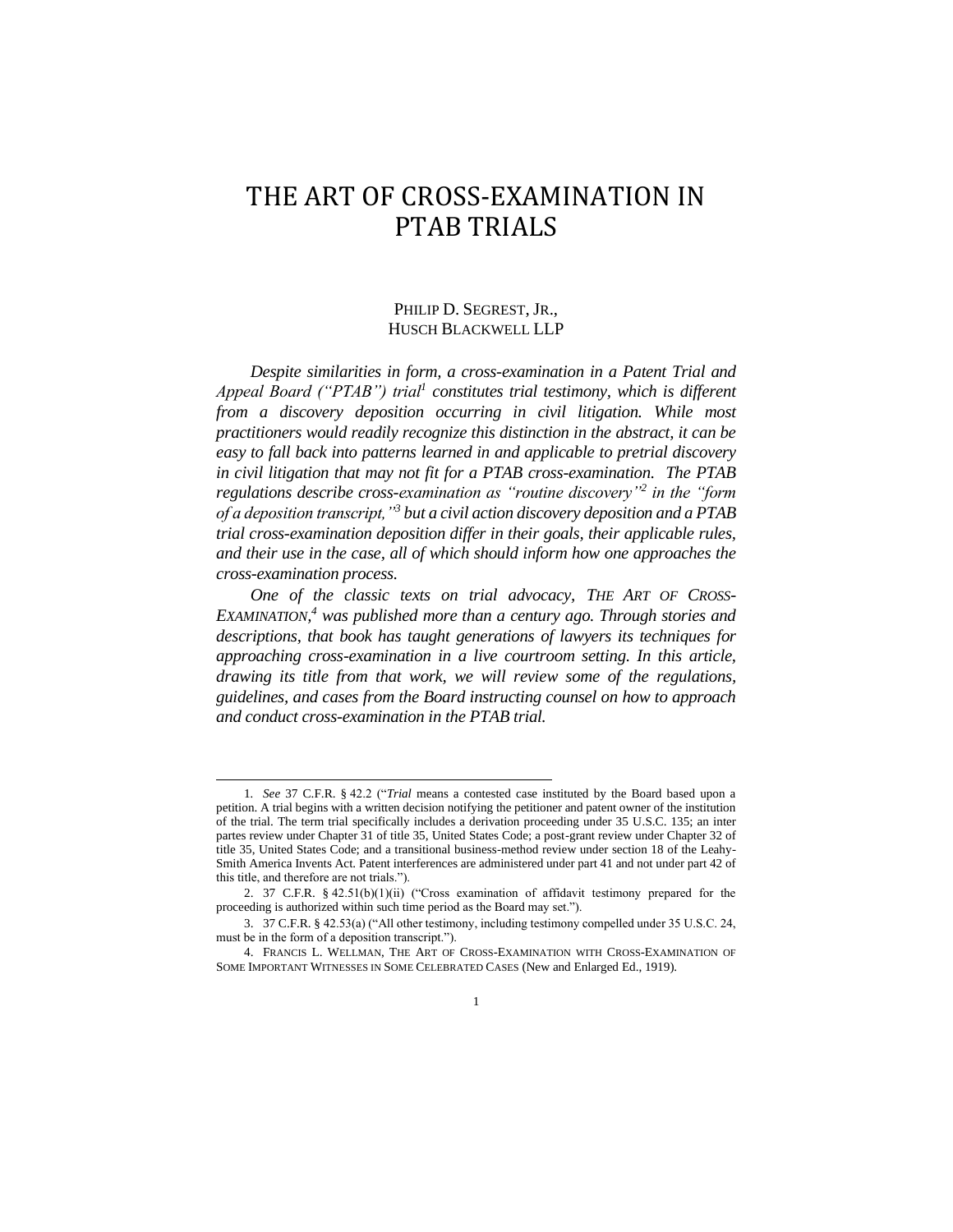# THE ART OF CROSS-EXAMINATION IN PTAB TRIALS

PHILIP D. SEGREST, JR.,
HUSCH BLACKWELL LLP

*Despite similarities in form, a cross-examination in a Patent Trial and Appeal Board ("PTAB") trial*[1] *constitutes trial testimony, which is different from a discovery deposition occurring in civil litigation. While most practitioners would readily recognize this distinction in the abstract, it can be easy to fall back into patterns learned in and applicable to pretrial discovery in civil litigation that may not fit for a PTAB cross-examination. The PTAB regulations describe cross-examination as "routine discovery"*[2] *in the "form of a deposition transcript,"*[3] *but a civil action discovery deposition and a PTAB trial cross-examination deposition differ in their goals, their applicable rules, and their use in the case, all of which should inform how one approaches the cross-examination process.*

*One of the classic texts on trial advocacy,* THE ART OF CROSS-EXAMINATION,[4] *was published more than a century ago. Through stories and descriptions, that book has taught generations of lawyers its techniques for approaching cross-examination in a live courtroom setting. In this article, drawing its title from that work, we will review some of the regulations, guidelines, and cases from the Board instructing counsel on how to approach and conduct cross-examination in the PTAB trial.*

---

1. *See* 37 C.F.R. § 42.2 ("*Trial* means a contested case instituted by the Board based upon a petition. A trial begins with a written decision notifying the petitioner and patent owner of the institution of the trial. The term trial specifically includes a derivation proceeding under 35 U.S.C. 135; an inter partes review under Chapter 31 of title 35, United States Code; a post-grant review under Chapter 32 of title 35, United States Code; and a transitional business-method review under section 18 of the Leahy-Smith America Invents Act. Patent interferences are administered under part 41 and not under part 42 of this title, and therefore are not trials.").

2. 37 C.F.R. § 42.51(b)(1)(ii) ("Cross examination of affidavit testimony prepared for the proceeding is authorized within such time period as the Board may set.").

3. 37 C.F.R. § 42.53(a) ("All other testimony, including testimony compelled under 35 U.S.C. 24, must be in the form of a deposition transcript.").

4. FRANCIS L. WELLMAN, THE ART OF CROSS-EXAMINATION WITH CROSS-EXAMINATION OF SOME IMPORTANT WITNESSES IN SOME CELEBRATED CASES (New and Enlarged Ed., 1919).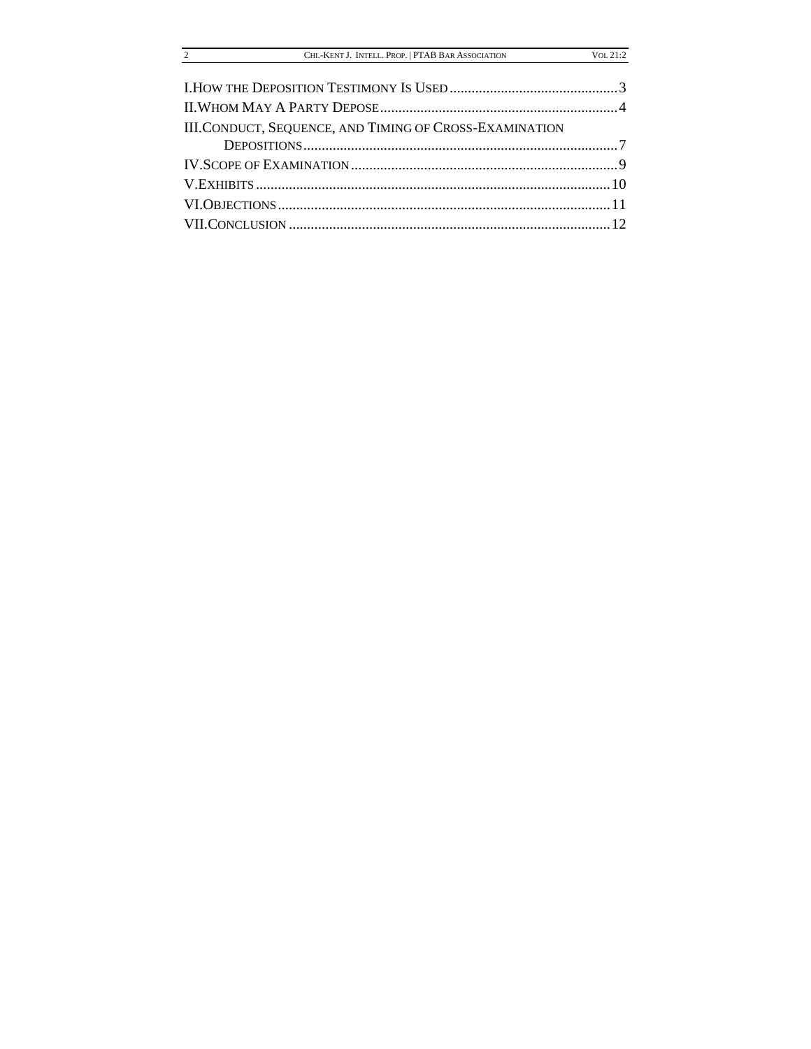I. How the Deposition Testimony Is Used .............................................. 3
II. Whom May A Party Depose ................................................................ 4
III. Conduct, Sequence, and Timing of Cross-Examination Depositions ..................................................................................... 7
IV. Scope of Examination ........................................................................ 9
V. Exhibits ............................................................................................... 10
VI. Objections .......................................................................................... 11
VII. Conclusion ....................................................................................... 12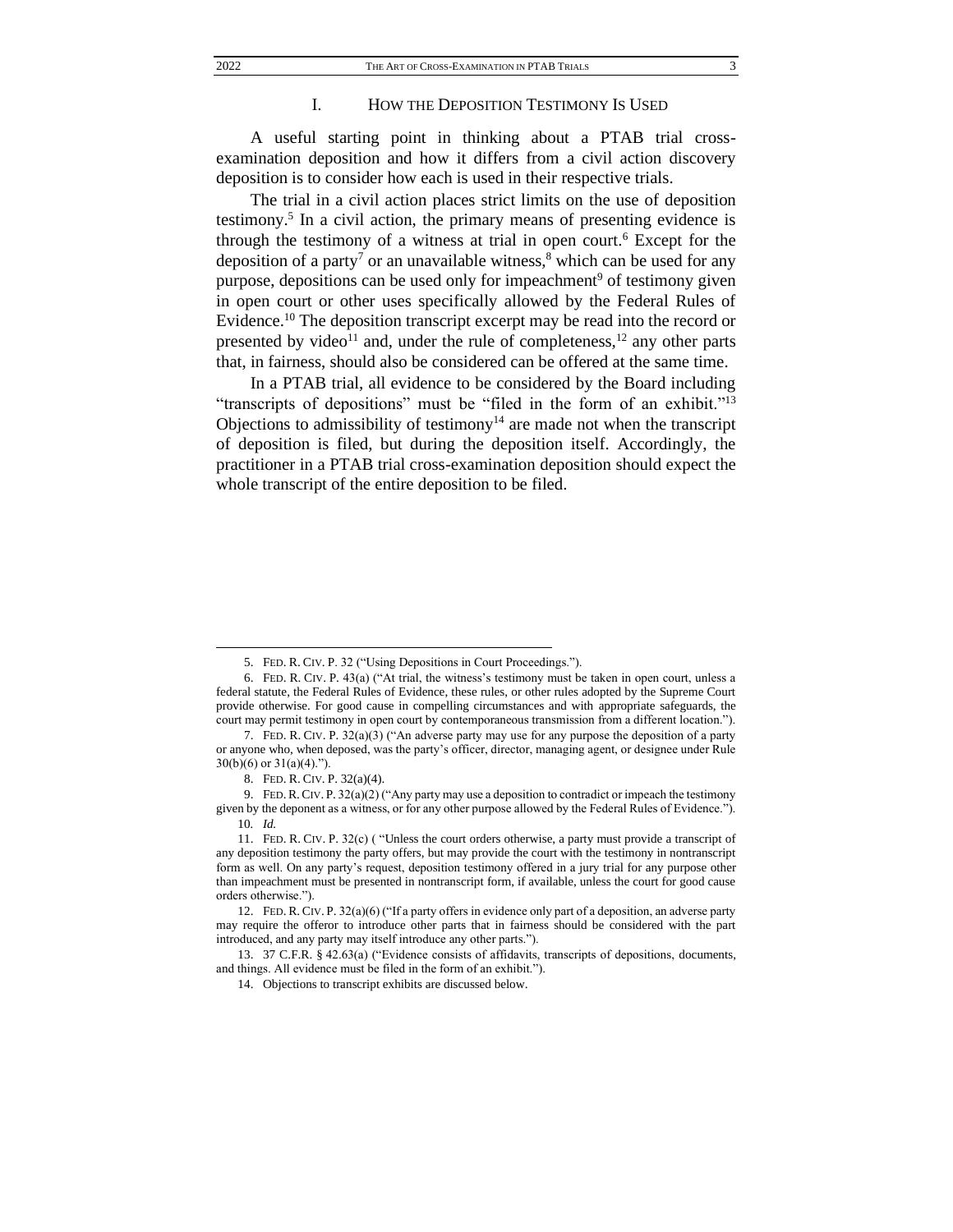## I. How the Deposition Testimony Is Used

A useful starting point in thinking about a PTAB trial cross-examination deposition and how it differs from a civil action discovery deposition is to consider how each is used in their respective trials.

The trial in a civil action places strict limits on the use of deposition testimony.[5] In a civil action, the primary means of presenting evidence is through the testimony of a witness at trial in open court.[6] Except for the deposition of a party[7] or an unavailable witness,[8] which can be used for any purpose, depositions can be used only for impeachment[9] of testimony given in open court or other uses specifically allowed by the Federal Rules of Evidence.[10] The deposition transcript excerpt may be read into the record or presented by video[11] and, under the rule of completeness,[12] any other parts that, in fairness, should also be considered can be offered at the same time.

In a PTAB trial, all evidence to be considered by the Board including "transcripts of depositions" must be "filed in the form of an exhibit."[13] Objections to admissibility of testimony[14] are made not when the transcript of deposition is filed, but during the deposition itself. Accordingly, the practitioner in a PTAB trial cross-examination deposition should expect the whole transcript of the entire deposition to be filed.

---

5. FED. R. CIV. P. 32 ("Using Depositions in Court Proceedings.").

6. FED. R. CIV. P. 43(a) ("At trial, the witness's testimony must be taken in open court, unless a federal statute, the Federal Rules of Evidence, these rules, or other rules adopted by the Supreme Court provide otherwise. For good cause in compelling circumstances and with appropriate safeguards, the court may permit testimony in open court by contemporaneous transmission from a different location.").

7. FED. R. CIV. P. 32(a)(3) ("An adverse party may use for any purpose the deposition of a party or anyone who, when deposed, was the party's officer, director, managing agent, or designee under Rule 30(b)(6) or 31(a)(4).").

8. FED. R. CIV. P. 32(a)(4).

9. FED. R. CIV. P. 32(a)(2) ("Any party may use a deposition to contradict or impeach the testimony given by the deponent as a witness, or for any other purpose allowed by the Federal Rules of Evidence.").

10. *Id.*

11. FED. R. CIV. P. 32(c) ( "Unless the court orders otherwise, a party must provide a transcript of any deposition testimony the party offers, but may provide the court with the testimony in nontranscript form as well. On any party's request, deposition testimony offered in a jury trial for any purpose other than impeachment must be presented in nontranscript form, if available, unless the court for good cause orders otherwise.").

12. FED. R. CIV. P. 32(a)(6) ("If a party offers in evidence only part of a deposition, an adverse party may require the offeror to introduce other parts that in fairness should be considered with the part introduced, and any party may itself introduce any other parts.").

13. 37 C.F.R. § 42.63(a) ("Evidence consists of affidavits, transcripts of depositions, documents, and things. All evidence must be filed in the form of an exhibit.").

14. Objections to transcript exhibits are discussed below.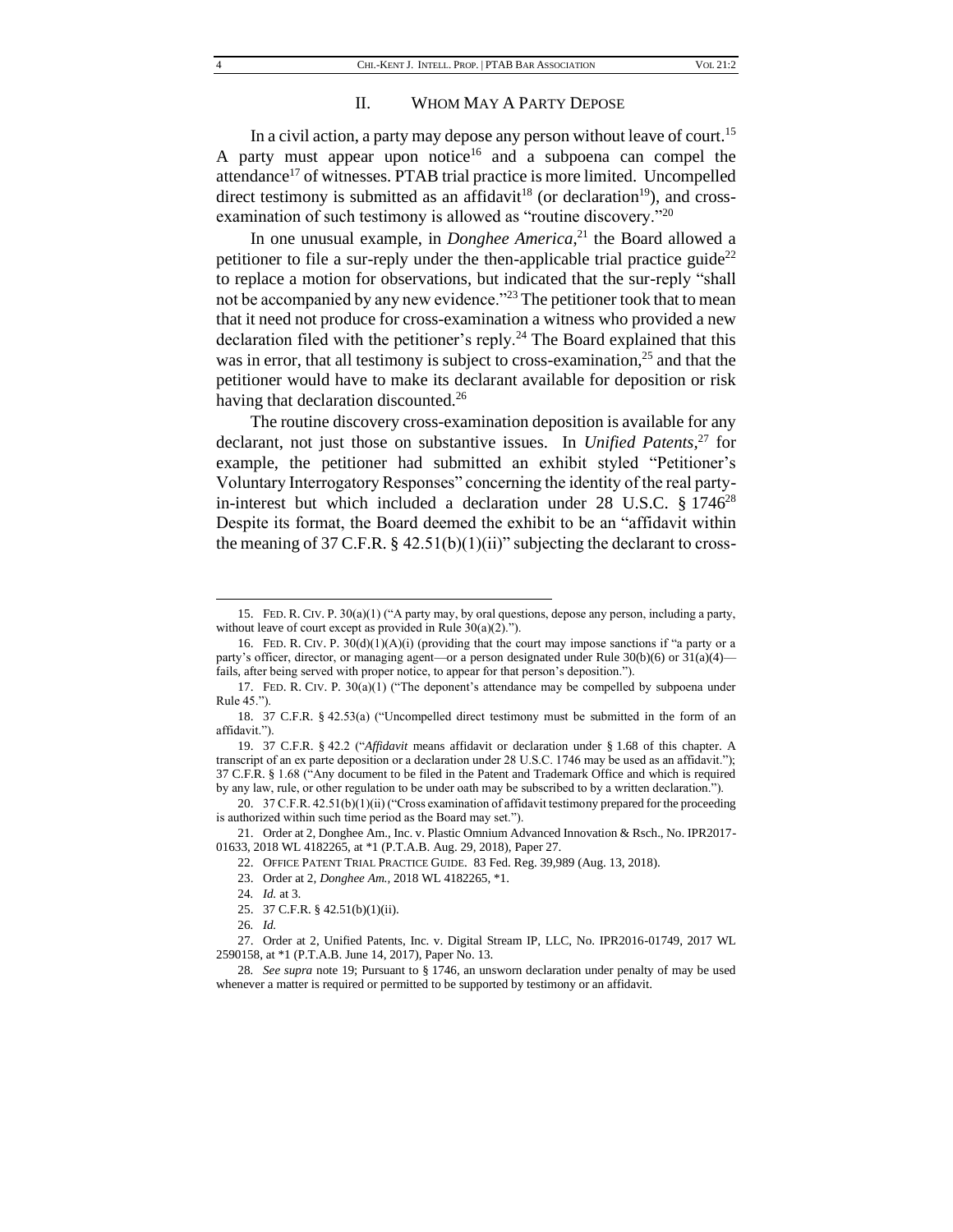## II. WHOM MAY A PARTY DEPOSE

In a civil action, a party may depose any person without leave of court.[15] A party must appear upon notice[16] and a subpoena can compel the attendance[17] of witnesses. PTAB trial practice is more limited. Uncompelled direct testimony is submitted as an affidavit[18] (or declaration[19]), and cross-examination of such testimony is allowed as "routine discovery."[20]

In one unusual example, in *Donghee America*,[21] the Board allowed a petitioner to file a sur-reply under the then-applicable trial practice guide[22] to replace a motion for observations, but indicated that the sur-reply "shall not be accompanied by any new evidence."[23] The petitioner took that to mean that it need not produce for cross-examination a witness who provided a new declaration filed with the petitioner's reply.[24] The Board explained that this was in error, that all testimony is subject to cross-examination,[25] and that the petitioner would have to make its declarant available for deposition or risk having that declaration discounted.[26]

The routine discovery cross-examination deposition is available for any declarant, not just those on substantive issues. In *Unified Patents*,[27] for example, the petitioner had submitted an exhibit styled "Petitioner's Voluntary Interrogatory Responses" concerning the identity of the real party-in-interest but which included a declaration under 28 U.S.C. § 1746[28] Despite its format, the Board deemed the exhibit to be an "affidavit within the meaning of 37 C.F.R. § 42.51(b)(1)(ii)" subjecting the declarant to cross-

---

15. FED. R. CIV. P. 30(a)(1) ("A party may, by oral questions, depose any person, including a party, without leave of court except as provided in Rule 30(a)(2).").

16. FED. R. CIV. P. 30(d)(1)(A)(i) (providing that the court may impose sanctions if "a party or a party's officer, director, or managing agent—or a person designated under Rule 30(b)(6) or 31(a)(4)—fails, after being served with proper notice, to appear for that person's deposition.").

17. FED. R. CIV. P. 30(a)(1) ("The deponent's attendance may be compelled by subpoena under Rule 45.").

18. 37 C.F.R. § 42.53(a) ("Uncompelled direct testimony must be submitted in the form of an affidavit.").

19. 37 C.F.R. § 42.2 ("*Affidavit* means affidavit or declaration under § 1.68 of this chapter. A transcript of an ex parte deposition or a declaration under 28 U.S.C. 1746 may be used as an affidavit."); 37 C.F.R. § 1.68 ("Any document to be filed in the Patent and Trademark Office and which is required by any law, rule, or other regulation to be under oath may be subscribed to by a written declaration.").

20. 37 C.F.R. 42.51(b)(1)(ii) ("Cross examination of affidavit testimony prepared for the proceeding is authorized within such time period as the Board may set.").

21. Order at 2, Donghee Am., Inc. v. Plastic Omnium Advanced Innovation & Rsch., No. IPR2017-01633, 2018 WL 4182265, at *1 (P.T.A.B. Aug. 29, 2018), Paper 27.

22. OFFICE PATENT TRIAL PRACTICE GUIDE. 83 Fed. Reg. 39,989 (Aug. 13, 2018).

23. Order at 2, *Donghee Am.*, 2018 WL 4182265, *1.

24. *Id.* at 3.

25. 37 C.F.R. § 42.51(b)(1)(ii).

26. *Id.*

27. Order at 2, Unified Patents, Inc. v. Digital Stream IP, LLC, No. IPR2016-01749, 2017 WL 2590158, at *1 (P.T.A.B. June 14, 2017), Paper No. 13.

28. *See supra* note 19; Pursuant to § 1746, an unsworn declaration under penalty of may be used whenever a matter is required or permitted to be supported by testimony or an affidavit.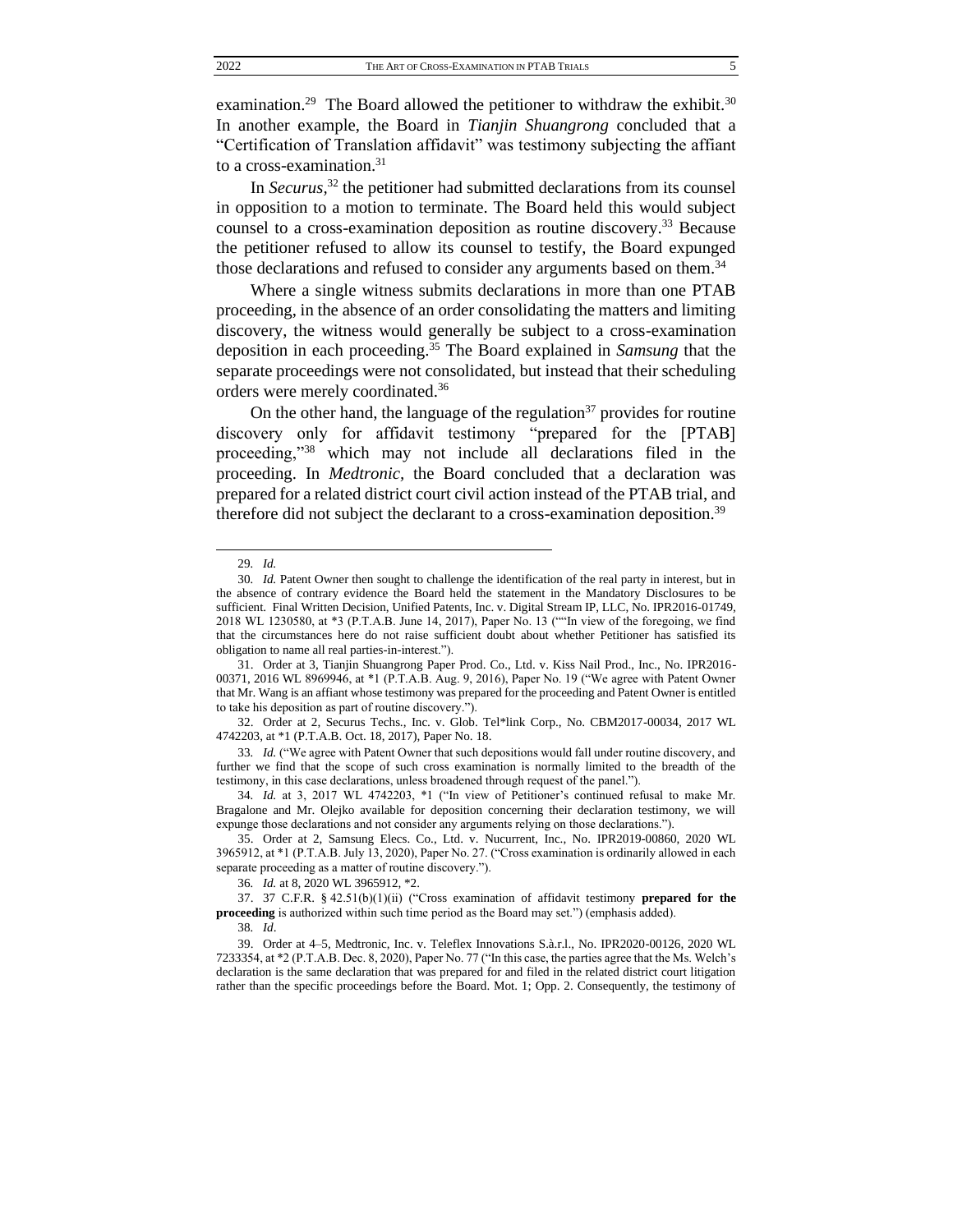examination.[29] The Board allowed the petitioner to withdraw the exhibit.[30] In another example, the Board in *Tianjin Shuangrong* concluded that a "Certification of Translation affidavit" was testimony subjecting the affiant to a cross-examination.[31]

In *Securus*,[32] the petitioner had submitted declarations from its counsel in opposition to a motion to terminate. The Board held this would subject counsel to a cross-examination deposition as routine discovery.[33] Because the petitioner refused to allow its counsel to testify, the Board expunged those declarations and refused to consider any arguments based on them.[34]

Where a single witness submits declarations in more than one PTAB proceeding, in the absence of an order consolidating the matters and limiting discovery, the witness would generally be subject to a cross-examination deposition in each proceeding.[35] The Board explained in *Samsung* that the separate proceedings were not consolidated, but instead that their scheduling orders were merely coordinated.[36]

On the other hand, the language of the regulation[37] provides for routine discovery only for affidavit testimony "prepared for the [PTAB] proceeding,"[38] which may not include all declarations filed in the proceeding. In *Medtronic*, the Board concluded that a declaration was prepared for a related district court civil action instead of the PTAB trial, and therefore did not subject the declarant to a cross-examination deposition.[39]

---

29. *Id.*

30. *Id.* Patent Owner then sought to challenge the identification of the real party in interest, but in the absence of contrary evidence the Board held the statement in the Mandatory Disclosures to be sufficient. Final Written Decision, Unified Patents, Inc. v. Digital Stream IP, LLC, No. IPR2016-01749, 2018 WL 1230580, at *3 (P.T.A.B. June 14, 2017), Paper No. 13 (""In view of the foregoing, we find that the circumstances here do not raise sufficient doubt about whether Petitioner has satisfied its obligation to name all real parties-in-interest.").

31. Order at 3, Tianjin Shuangrong Paper Prod. Co., Ltd. v. Kiss Nail Prod., Inc., No. IPR2016-00371, 2016 WL 8969946, at *1 (P.T.A.B. Aug. 9, 2016), Paper No. 19 ("We agree with Patent Owner that Mr. Wang is an affiant whose testimony was prepared for the proceeding and Patent Owner is entitled to take his deposition as part of routine discovery.").

32. Order at 2, Securus Techs., Inc. v. Glob. Tel*link Corp., No. CBM2017-00034, 2017 WL 4742203, at *1 (P.T.A.B. Oct. 18, 2017), Paper No. 18.

33. *Id.* ("We agree with Patent Owner that such depositions would fall under routine discovery, and further we find that the scope of such cross examination is normally limited to the breadth of the testimony, in this case declarations, unless broadened through request of the panel.").

34. *Id.* at 3, 2017 WL 4742203, *1 ("In view of Petitioner's continued refusal to make Mr. Bragalone and Mr. Olejko available for deposition concerning their declaration testimony, we will expunge those declarations and not consider any arguments relying on those declarations.").

35. Order at 2, Samsung Elecs. Co., Ltd. v. Nucurrent, Inc., No. IPR2019-00860, 2020 WL 3965912, at *1 (P.T.A.B. July 13, 2020), Paper No. 27. ("Cross examination is ordinarily allowed in each separate proceeding as a matter of routine discovery.").

36. *Id.* at 8, 2020 WL 3965912, *2.

37. 37 C.F.R. § 42.51(b)(1)(ii) ("Cross examination of affidavit testimony **prepared for the proceeding** is authorized within such time period as the Board may set.") (emphasis added).

38. *Id*.

39. Order at 4–5, Medtronic, Inc. v. Teleflex Innovations S.à.r.l., No. IPR2020-00126, 2020 WL 7233354, at *2 (P.T.A.B. Dec. 8, 2020), Paper No. 77 ("In this case, the parties agree that the Ms. Welch's declaration is the same declaration that was prepared for and filed in the related district court litigation rather than the specific proceedings before the Board. Mot. 1; Opp. 2. Consequently, the testimony of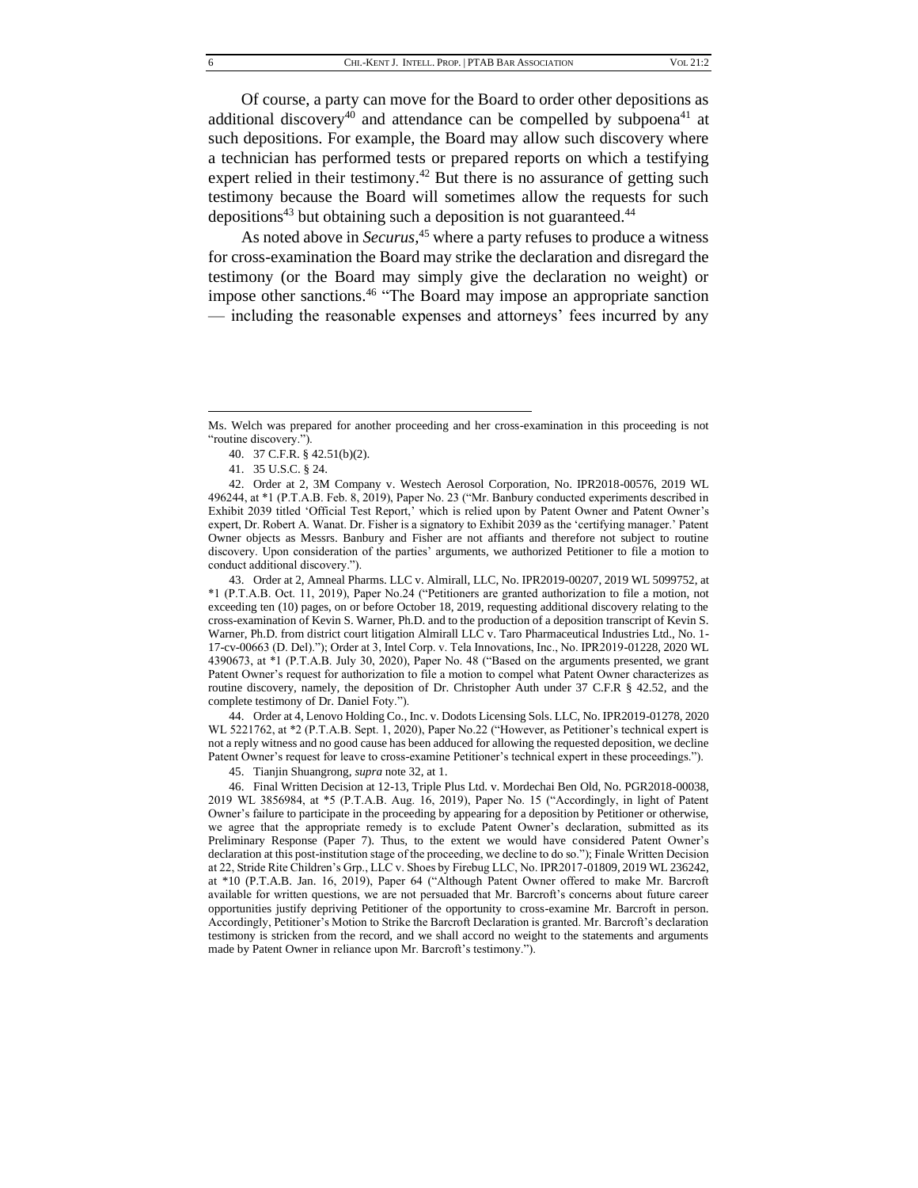Of course, a party can move for the Board to order other depositions as additional discovery[40] and attendance can be compelled by subpoena[41] at such depositions. For example, the Board may allow such discovery where a technician has performed tests or prepared reports on which a testifying expert relied in their testimony.[42] But there is no assurance of getting such testimony because the Board will sometimes allow the requests for such depositions[43] but obtaining such a deposition is not guaranteed.[44]

As noted above in *Securus*,[45] where a party refuses to produce a witness for cross-examination the Board may strike the declaration and disregard the testimony (or the Board may simply give the declaration no weight) or impose other sanctions.[46] "The Board may impose an appropriate sanction — including the reasonable expenses and attorneys' fees incurred by any

---

Ms. Welch was prepared for another proceeding and her cross-examination in this proceeding is not "routine discovery.").

40. 37 C.F.R. § 42.51(b)(2).

41. 35 U.S.C. § 24.

42. Order at 2, 3M Company v. Westech Aerosol Corporation, No. IPR2018-00576, 2019 WL 496244, at *1 (P.T.A.B. Feb. 8, 2019), Paper No. 23 ("Mr. Banbury conducted experiments described in Exhibit 2039 titled 'Official Test Report,' which is relied upon by Patent Owner and Patent Owner's expert, Dr. Robert A. Wanat. Dr. Fisher is a signatory to Exhibit 2039 as the 'certifying manager.' Patent Owner objects as Messrs. Banbury and Fisher are not affiants and therefore not subject to routine discovery. Upon consideration of the parties' arguments, we authorized Petitioner to file a motion to conduct additional discovery.").

43. Order at 2, Amneal Pharms. LLC v. Almirall, LLC, No. IPR2019-00207, 2019 WL 5099752, at *1 (P.T.A.B. Oct. 11, 2019), Paper No.24 ("Petitioners are granted authorization to file a motion, not exceeding ten (10) pages, on or before October 18, 2019, requesting additional discovery relating to the cross-examination of Kevin S. Warner, Ph.D. and to the production of a deposition transcript of Kevin S. Warner, Ph.D. from district court litigation Almirall LLC v. Taro Pharmaceutical Industries Ltd., No. 1-17-cv-00663 (D. Del)."); Order at 3, Intel Corp. v. Tela Innovations, Inc., No. IPR2019-01228, 2020 WL 4390673, at *1 (P.T.A.B. July 30, 2020), Paper No. 48 ("Based on the arguments presented, we grant Patent Owner's request for authorization to file a motion to compel what Patent Owner characterizes as routine discovery, namely, the deposition of Dr. Christopher Auth under 37 C.F.R § 42.52, and the complete testimony of Dr. Daniel Foty.").

44. Order at 4, Lenovo Holding Co., Inc. v. Dodots Licensing Sols. LLC, No. IPR2019-01278, 2020 WL 5221762, at *2 (P.T.A.B. Sept. 1, 2020), Paper No.22 ("However, as Petitioner's technical expert is not a reply witness and no good cause has been adduced for allowing the requested deposition, we decline Patent Owner's request for leave to cross-examine Petitioner's technical expert in these proceedings.").

45. Tianjin Shuangrong, *supra* note 32, at 1.

46. Final Written Decision at 12-13, Triple Plus Ltd. v. Mordechai Ben Old, No. PGR2018-00038, 2019 WL 3856984, at *5 (P.T.A.B. Aug. 16, 2019), Paper No. 15 ("Accordingly, in light of Patent Owner's failure to participate in the proceeding by appearing for a deposition by Petitioner or otherwise, we agree that the appropriate remedy is to exclude Patent Owner's declaration, submitted as its Preliminary Response (Paper 7). Thus, to the extent we would have considered Patent Owner's declaration at this post-institution stage of the proceeding, we decline to do so."); Finale Written Decision at 22, Stride Rite Children's Grp., LLC v. Shoes by Firebug LLC, No. IPR2017-01809, 2019 WL 236242, at *10 (P.T.A.B. Jan. 16, 2019), Paper 64 ("Although Patent Owner offered to make Mr. Barcroft available for written questions, we are not persuaded that Mr. Barcroft's concerns about future career opportunities justify depriving Petitioner of the opportunity to cross-examine Mr. Barcroft in person. Accordingly, Petitioner's Motion to Strike the Barcroft Declaration is granted. Mr. Barcroft's declaration testimony is stricken from the record, and we shall accord no weight to the statements and arguments made by Patent Owner in reliance upon Mr. Barcroft's testimony.").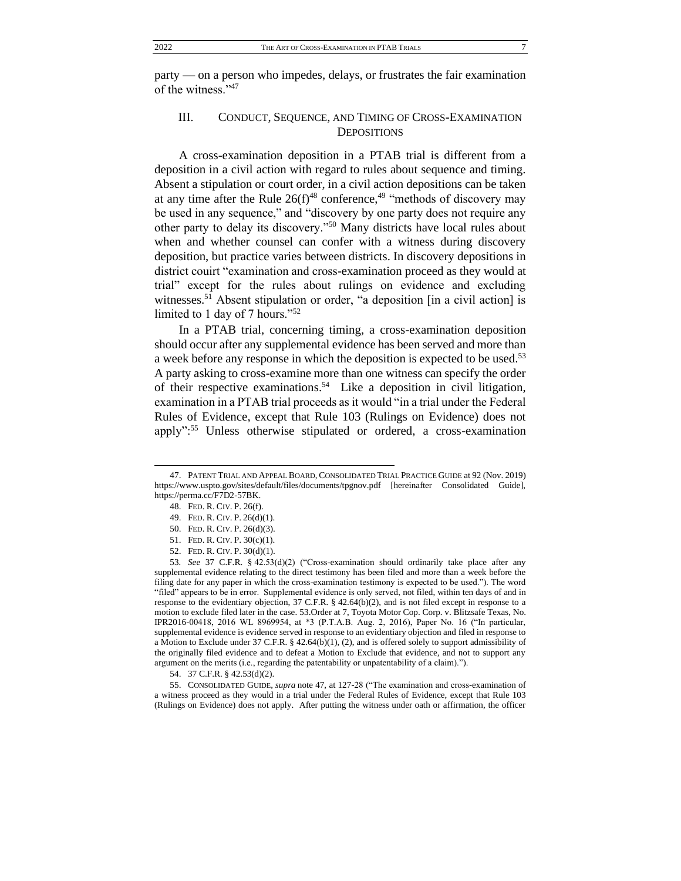party — on a person who impedes, delays, or frustrates the fair examination of the witness."[47]

## III. CONDUCT, SEQUENCE, AND TIMING OF CROSS-EXAMINATION DEPOSITIONS

A cross-examination deposition in a PTAB trial is different from a deposition in a civil action with regard to rules about sequence and timing. Absent a stipulation or court order, in a civil action depositions can be taken at any time after the Rule 26(f)[48] conference,[49] "methods of discovery may be used in any sequence," and "discovery by one party does not require any other party to delay its discovery."[50] Many districts have local rules about when and whether counsel can confer with a witness during discovery deposition, but practice varies between districts. In discovery depositions in district couirt "examination and cross-examination proceed as they would at trial" except for the rules about rulings on evidence and excluding witnesses.[51] Absent stipulation or order, "a deposition [in a civil action] is limited to 1 day of 7 hours."[52]

In a PTAB trial, concerning timing, a cross-examination deposition should occur after any supplemental evidence has been served and more than a week before any response in which the deposition is expected to be used.[53] A party asking to cross-examine more than one witness can specify the order of their respective examinations.[54] Like a deposition in civil litigation, examination in a PTAB trial proceeds as it would "in a trial under the Federal Rules of Evidence, except that Rule 103 (Rulings on Evidence) does not apply":[55] Unless otherwise stipulated or ordered, a cross-examination

---

47. PATENT TRIAL AND APPEAL BOARD, CONSOLIDATED TRIAL PRACTICE GUIDE at 92 (Nov. 2019) https://www.uspto.gov/sites/default/files/documents/tpgnov.pdf [hereinafter Consolidated Guide], https://perma.cc/F7D2-57BK.

48. FED. R. CIV. P. 26(f).

49. FED. R. CIV. P. 26(d)(1).

50. FED. R. CIV. P. 26(d)(3).

51. FED. R. CIV. P. 30(c)(1).

52. FED. R. CIV. P. 30(d)(1).

53. *See* 37 C.F.R. § 42.53(d)(2) ("Cross-examination should ordinarily take place after any supplemental evidence relating to the direct testimony has been filed and more than a week before the filing date for any paper in which the cross-examination testimony is expected to be used."). The word "filed" appears to be in error. Supplemental evidence is only served, not filed, within ten days of and in response to the evidentiary objection, 37 C.F.R. § 42.64(b)(2), and is not filed except in response to a motion to exclude filed later in the case. 53.Order at 7, Toyota Motor Cop. Corp. v. Blitzsafe Texas, No. IPR2016-00418, 2016 WL 8969954, at *3 (P.T.A.B. Aug. 2, 2016), Paper No. 16 ("In particular, supplemental evidence is evidence served in response to an evidentiary objection and filed in response to a Motion to Exclude under 37 C.F.R. § 42.64(b)(1), (2), and is offered solely to support admissibility of the originally filed evidence and to defeat a Motion to Exclude that evidence, and not to support any argument on the merits (i.e., regarding the patentability or unpatentability of a claim).").

54. 37 C.F.R. § 42.53(d)(2).

55. CONSOLIDATED GUIDE, *supra* note 47, at 127-28 ("The examination and cross-examination of a witness proceed as they would in a trial under the Federal Rules of Evidence, except that Rule 103 (Rulings on Evidence) does not apply. After putting the witness under oath or affirmation, the officer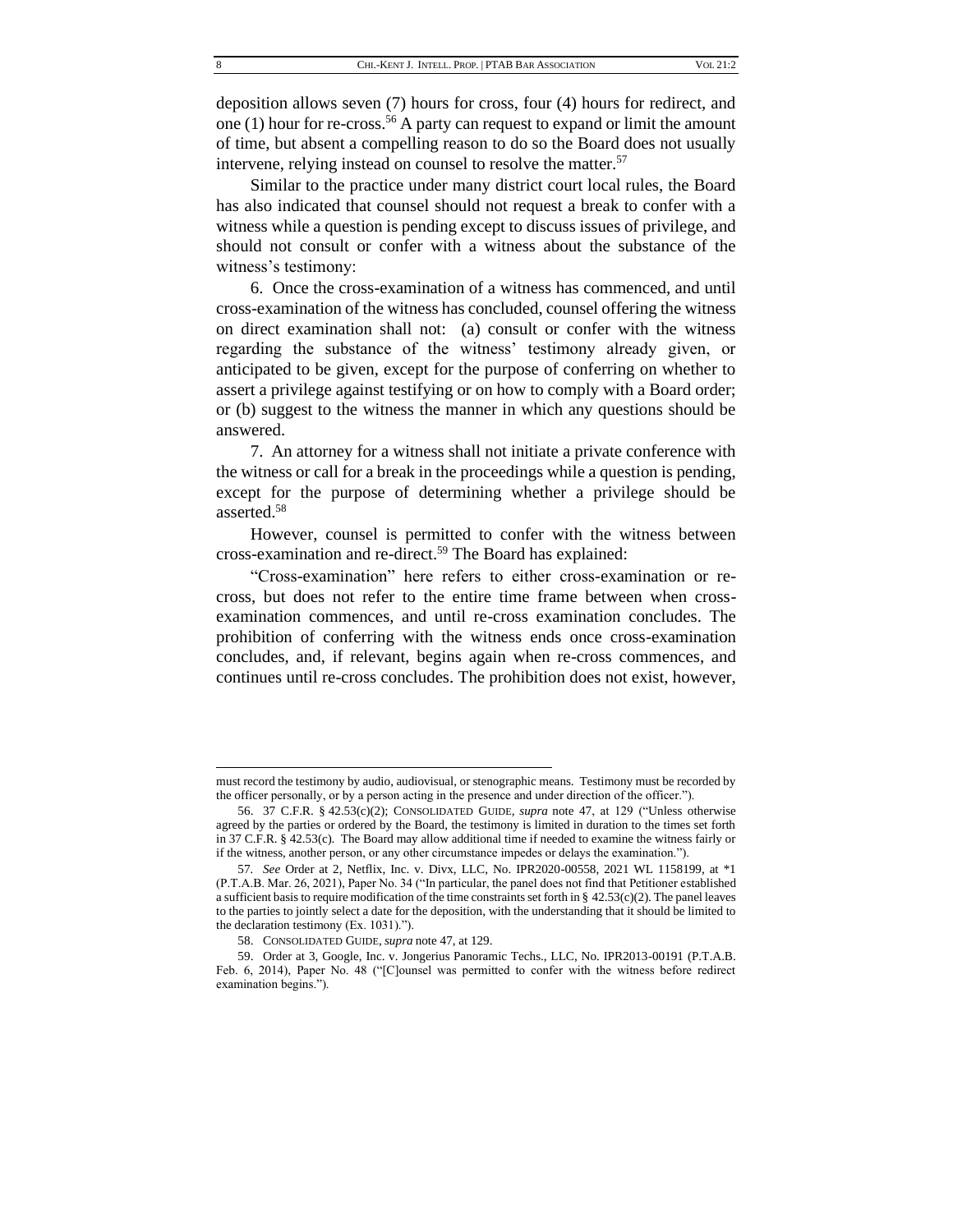deposition allows seven (7) hours for cross, four (4) hours for redirect, and one (1) hour for re-cross.[56] A party can request to expand or limit the amount of time, but absent a compelling reason to do so the Board does not usually intervene, relying instead on counsel to resolve the matter.[57]

Similar to the practice under many district court local rules, the Board has also indicated that counsel should not request a break to confer with a witness while a question is pending except to discuss issues of privilege, and should not consult or confer with a witness about the substance of the witness's testimony:

6. Once the cross-examination of a witness has commenced, and until cross-examination of the witness has concluded, counsel offering the witness on direct examination shall not: (a) consult or confer with the witness regarding the substance of the witness' testimony already given, or anticipated to be given, except for the purpose of conferring on whether to assert a privilege against testifying or on how to comply with a Board order; or (b) suggest to the witness the manner in which any questions should be answered.

7. An attorney for a witness shall not initiate a private conference with the witness or call for a break in the proceedings while a question is pending, except for the purpose of determining whether a privilege should be asserted.[58]

However, counsel is permitted to confer with the witness between cross-examination and re-direct.[59] The Board has explained:

"Cross-examination" here refers to either cross-examination or re-cross, but does not refer to the entire time frame between when cross-examination commences, and until re-cross examination concludes. The prohibition of conferring with the witness ends once cross-examination concludes, and, if relevant, begins again when re-cross commences, and continues until re-cross concludes. The prohibition does not exist, however,

---

must record the testimony by audio, audiovisual, or stenographic means. Testimony must be recorded by the officer personally, or by a person acting in the presence and under direction of the officer.").

56. 37 C.F.R. § 42.53(c)(2); CONSOLIDATED GUIDE, *supra* note 47, at 129 ("Unless otherwise agreed by the parties or ordered by the Board, the testimony is limited in duration to the times set forth in 37 C.F.R. § 42.53(c). The Board may allow additional time if needed to examine the witness fairly or if the witness, another person, or any other circumstance impedes or delays the examination.").

57. *See* Order at 2, Netflix, Inc. v. Divx, LLC, No. IPR2020-00558, 2021 WL 1158199, at *1 (P.T.A.B. Mar. 26, 2021), Paper No. 34 ("In particular, the panel does not find that Petitioner established a sufficient basis to require modification of the time constraints set forth in § 42.53(c)(2). The panel leaves to the parties to jointly select a date for the deposition, with the understanding that it should be limited to the declaration testimony (Ex. 1031).").

58. CONSOLIDATED GUIDE, *supra* note 47, at 129.

59. Order at 3, Google, Inc. v. Jongerius Panoramic Techs., LLC, No. IPR2013-00191 (P.T.A.B. Feb. 6, 2014), Paper No. 48 ("[C]ounsel was permitted to confer with the witness before redirect examination begins.").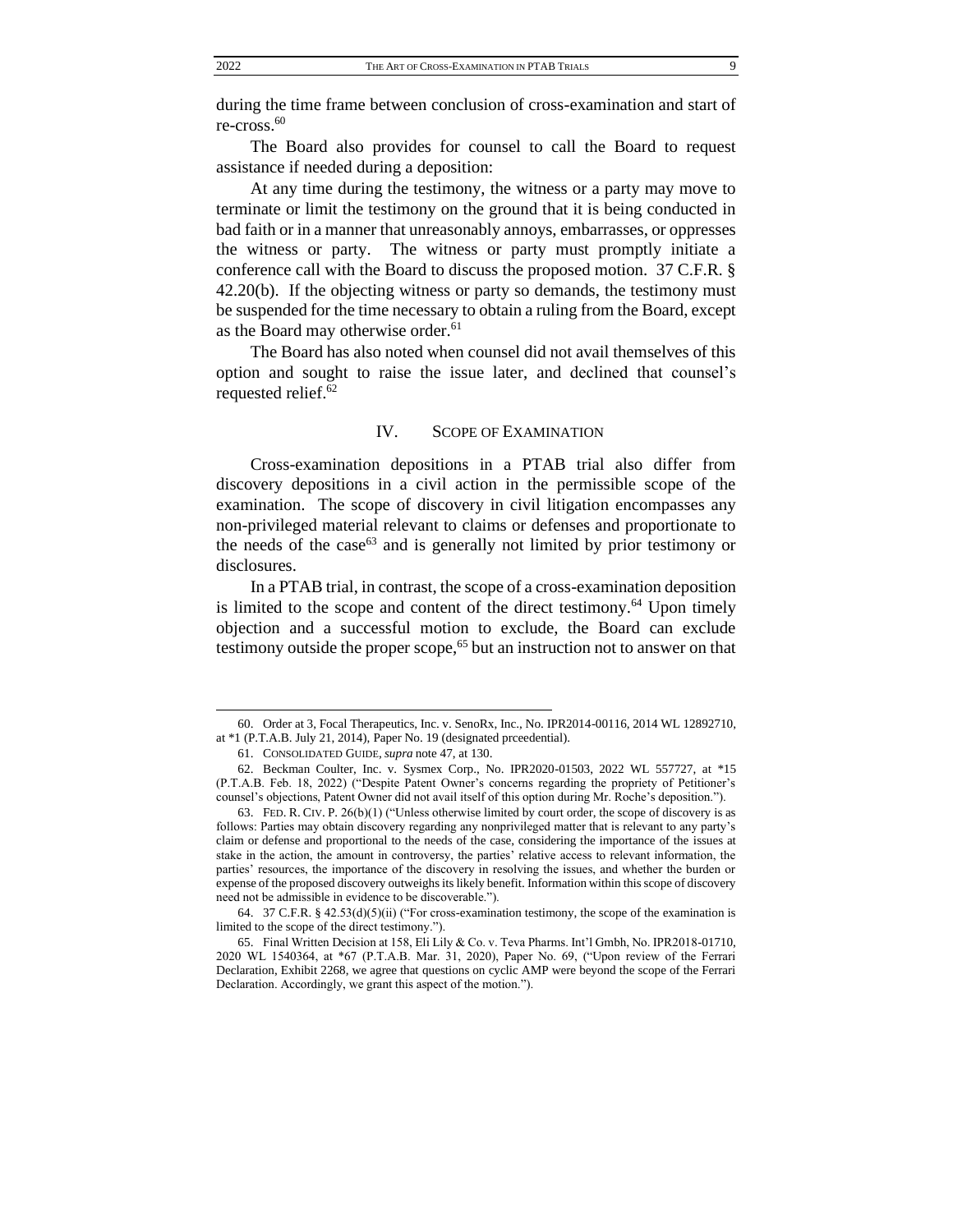during the time frame between conclusion of cross-examination and start of re-cross.[60]

The Board also provides for counsel to call the Board to request assistance if needed during a deposition:

At any time during the testimony, the witness or a party may move to terminate or limit the testimony on the ground that it is being conducted in bad faith or in a manner that unreasonably annoys, embarrasses, or oppresses the witness or party. The witness or party must promptly initiate a conference call with the Board to discuss the proposed motion. 37 C.F.R. § 42.20(b). If the objecting witness or party so demands, the testimony must be suspended for the time necessary to obtain a ruling from the Board, except as the Board may otherwise order.[61]

The Board has also noted when counsel did not avail themselves of this option and sought to raise the issue later, and declined that counsel's requested relief.[62]

## IV. Scope of Examination

Cross-examination depositions in a PTAB trial also differ from discovery depositions in a civil action in the permissible scope of the examination. The scope of discovery in civil litigation encompasses any non-privileged material relevant to claims or defenses and proportionate to the needs of the case[63] and is generally not limited by prior testimony or disclosures.

In a PTAB trial, in contrast, the scope of a cross-examination deposition is limited to the scope and content of the direct testimony.[64] Upon timely objection and a successful motion to exclude, the Board can exclude testimony outside the proper scope,[65] but an instruction not to answer on that

---

60. Order at 3, Focal Therapeutics, Inc. v. SenoRx, Inc., No. IPR2014-00116, 2014 WL 12892710, at *1 (P.T.A.B. July 21, 2014), Paper No. 19 (designated prceedential).

61. Consolidated Guide, *supra* note 47, at 130.

62. Beckman Coulter, Inc. v. Sysmex Corp., No. IPR2020-01503, 2022 WL 557727, at *15 (P.T.A.B. Feb. 18, 2022) ("Despite Patent Owner's concerns regarding the propriety of Petitioner's counsel's objections, Patent Owner did not avail itself of this option during Mr. Roche's deposition.").

63. Fed. R. Civ. P. 26(b)(1) ("Unless otherwise limited by court order, the scope of discovery is as follows: Parties may obtain discovery regarding any nonprivileged matter that is relevant to any party's claim or defense and proportional to the needs of the case, considering the importance of the issues at stake in the action, the amount in controversy, the parties' relative access to relevant information, the parties' resources, the importance of the discovery in resolving the issues, and whether the burden or expense of the proposed discovery outweighs its likely benefit. Information within this scope of discovery need not be admissible in evidence to be discoverable.").

64. 37 C.F.R. § 42.53(d)(5)(ii) ("For cross-examination testimony, the scope of the examination is limited to the scope of the direct testimony.").

65. Final Written Decision at 158, Eli Lily & Co. v. Teva Pharms. Int'l Gmbh, No. IPR2018-01710, 2020 WL 1540364, at *67 (P.T.A.B. Mar. 31, 2020), Paper No. 69, ("Upon review of the Ferrari Declaration, Exhibit 2268, we agree that questions on cyclic AMP were beyond the scope of the Ferrari Declaration. Accordingly, we grant this aspect of the motion.").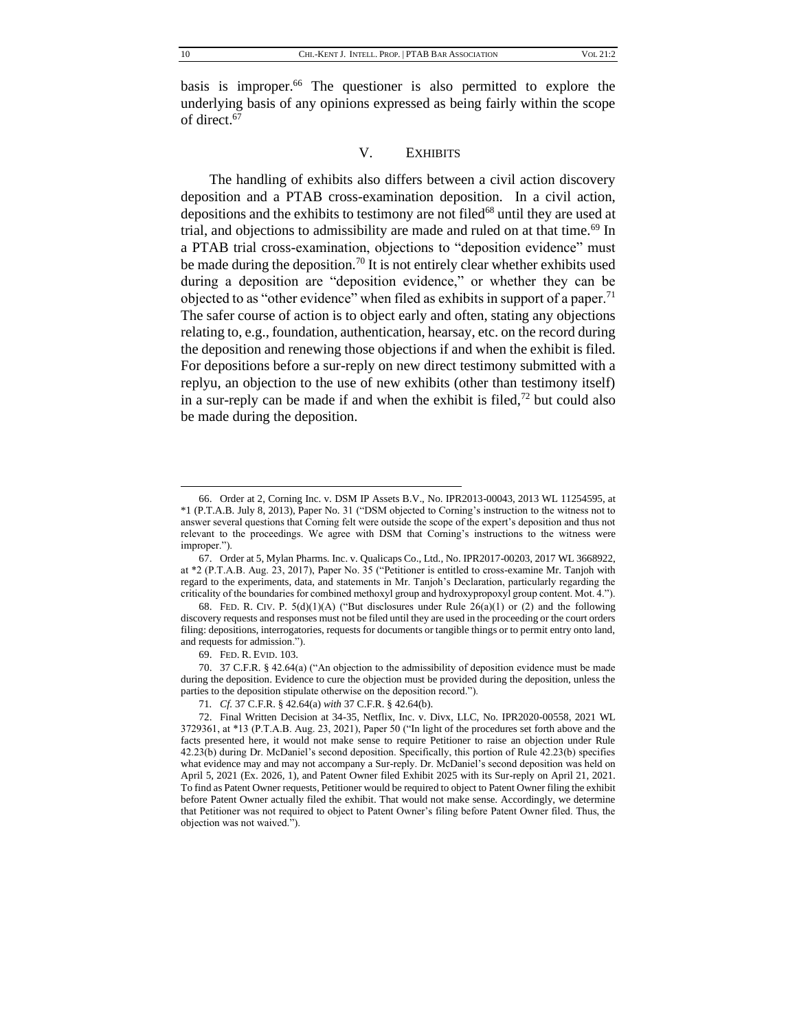basis is improper.[66] The questioner is also permitted to explore the underlying basis of any opinions expressed as being fairly within the scope of direct.[67]

## V. Exhibits

The handling of exhibits also differs between a civil action discovery deposition and a PTAB cross-examination deposition. In a civil action, depositions and the exhibits to testimony are not filed[68] until they are used at trial, and objections to admissibility are made and ruled on at that time.[69] In a PTAB trial cross-examination, objections to "deposition evidence" must be made during the deposition.[70] It is not entirely clear whether exhibits used during a deposition are "deposition evidence," or whether they can be objected to as "other evidence" when filed as exhibits in support of a paper.[71] The safer course of action is to object early and often, stating any objections relating to, e.g., foundation, authentication, hearsay, etc. on the record during the deposition and renewing those objections if and when the exhibit is filed. For depositions before a sur-reply on new direct testimony submitted with a replyu, an objection to the use of new exhibits (other than testimony itself) in a sur-reply can be made if and when the exhibit is filed,[72] but could also be made during the deposition.

---

66. Order at 2, Corning Inc. v. DSM IP Assets B.V., No. IPR2013-00043, 2013 WL 11254595, at *1 (P.T.A.B. July 8, 2013), Paper No. 31 ("DSM objected to Corning's instruction to the witness not to answer several questions that Corning felt were outside the scope of the expert's deposition and thus not relevant to the proceedings. We agree with DSM that Corning's instructions to the witness were improper.").

67. Order at 5, Mylan Pharms. Inc. v. Qualicaps Co., Ltd., No. IPR2017-00203, 2017 WL 3668922, at *2 (P.T.A.B. Aug. 23, 2017), Paper No. 35 ("Petitioner is entitled to cross-examine Mr. Tanjoh with regard to the experiments, data, and statements in Mr. Tanjoh's Declaration, particularly regarding the criticality of the boundaries for combined methoxyl group and hydroxypropoxyl group content. Mot. 4.").

68. Fed. R. Civ. P. 5(d)(1)(A) ("But disclosures under Rule 26(a)(1) or (2) and the following discovery requests and responses must not be filed until they are used in the proceeding or the court orders filing: depositions, interrogatories, requests for documents or tangible things or to permit entry onto land, and requests for admission.").

69. Fed. R. Evid. 103.

70. 37 C.F.R. § 42.64(a) ("An objection to the admissibility of deposition evidence must be made during the deposition. Evidence to cure the objection must be provided during the deposition, unless the parties to the deposition stipulate otherwise on the deposition record.").

71. *Cf.* 37 C.F.R. § 42.64(a) *with* 37 C.F.R. § 42.64(b).

72. Final Written Decision at 34-35, Netflix, Inc. v. Divx, LLC, No. IPR2020-00558, 2021 WL 3729361, at *13 (P.T.A.B. Aug. 23, 2021), Paper 50 ("In light of the procedures set forth above and the facts presented here, it would not make sense to require Petitioner to raise an objection under Rule 42.23(b) during Dr. McDaniel's second deposition. Specifically, this portion of Rule 42.23(b) specifies what evidence may and may not accompany a Sur-reply. Dr. McDaniel's second deposition was held on April 5, 2021 (Ex. 2026, 1), and Patent Owner filed Exhibit 2025 with its Sur-reply on April 21, 2021. To find as Patent Owner requests, Petitioner would be required to object to Patent Owner filing the exhibit before Patent Owner actually filed the exhibit. That would not make sense. Accordingly, we determine that Petitioner was not required to object to Patent Owner's filing before Patent Owner filed. Thus, the objection was not waived.").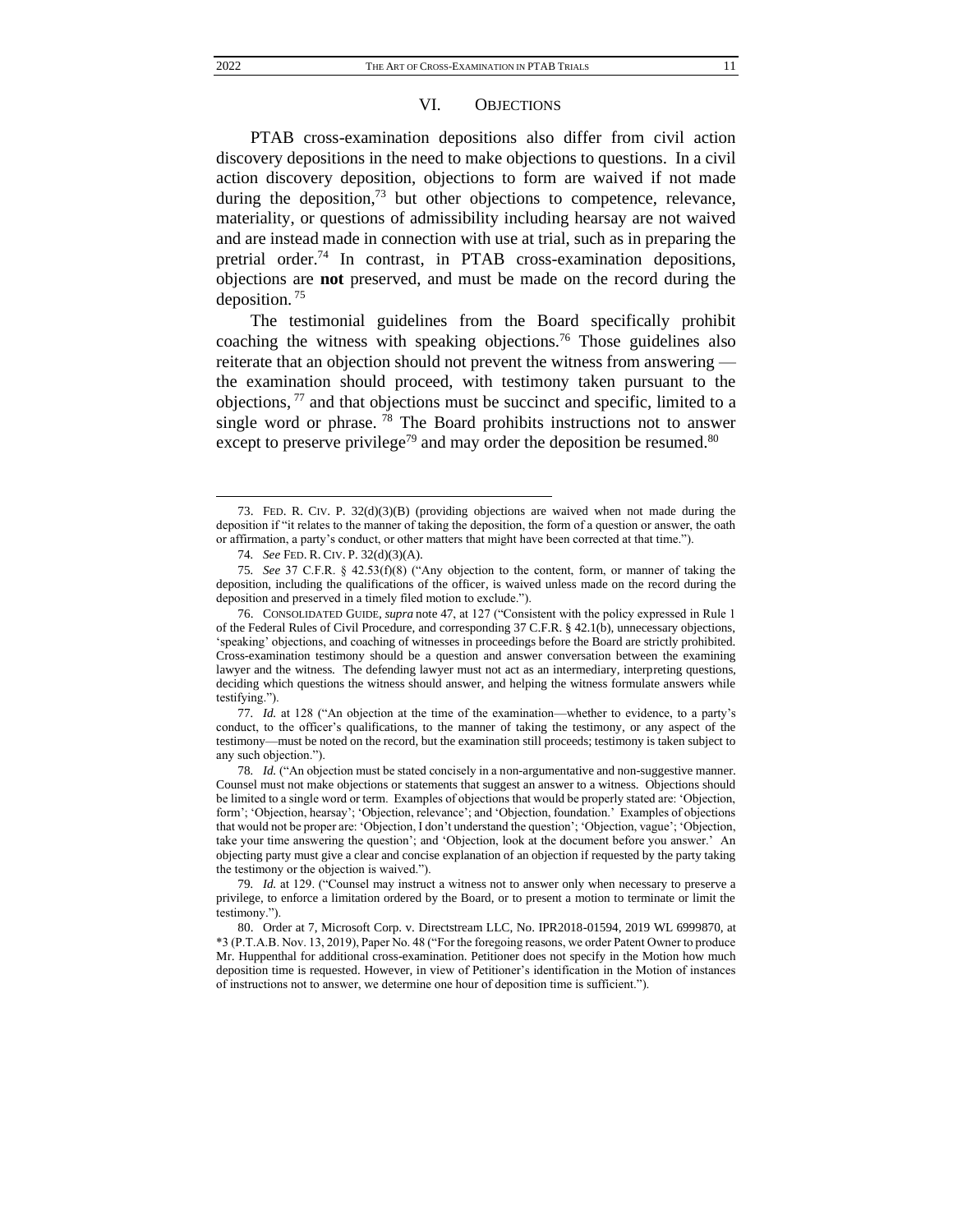## VI. Objections

PTAB cross-examination depositions also differ from civil action discovery depositions in the need to make objections to questions. In a civil action discovery deposition, objections to form are waived if not made during the deposition,[73] but other objections to competence, relevance, materiality, or questions of admissibility including hearsay are not waived and are instead made in connection with use at trial, such as in preparing the pretrial order.[74] In contrast, in PTAB cross-examination depositions, objections are **not** preserved, and must be made on the record during the deposition.[75]

The testimonial guidelines from the Board specifically prohibit coaching the witness with speaking objections.[76] Those guidelines also reiterate that an objection should not prevent the witness from answering — the examination should proceed, with testimony taken pursuant to the objections,[77] and that objections must be succinct and specific, limited to a single word or phrase.[78] The Board prohibits instructions not to answer except to preserve privilege[79] and may order the deposition be resumed.[80]

---

73. FED. R. CIV. P. 32(d)(3)(B) (providing objections are waived when not made during the deposition if "it relates to the manner of taking the deposition, the form of a question or answer, the oath or affirmation, a party's conduct, or other matters that might have been corrected at that time.").

74. *See* FED. R. CIV. P. 32(d)(3)(A).

75. *See* 37 C.F.R. § 42.53(f)(8) ("Any objection to the content, form, or manner of taking the deposition, including the qualifications of the officer, is waived unless made on the record during the deposition and preserved in a timely filed motion to exclude.").

76. CONSOLIDATED GUIDE, *supra* note 47, at 127 ("Consistent with the policy expressed in Rule 1 of the Federal Rules of Civil Procedure, and corresponding 37 C.F.R. § 42.1(b), unnecessary objections, 'speaking' objections, and coaching of witnesses in proceedings before the Board are strictly prohibited. Cross-examination testimony should be a question and answer conversation between the examining lawyer and the witness. The defending lawyer must not act as an intermediary, interpreting questions, deciding which questions the witness should answer, and helping the witness formulate answers while testifying.").

77. *Id.* at 128 ("An objection at the time of the examination—whether to evidence, to a party's conduct, to the officer's qualifications, to the manner of taking the testimony, or any aspect of the testimony—must be noted on the record, but the examination still proceeds; testimony is taken subject to any such objection.").

78. *Id.* ("An objection must be stated concisely in a non-argumentative and non-suggestive manner. Counsel must not make objections or statements that suggest an answer to a witness. Objections should be limited to a single word or term. Examples of objections that would be properly stated are: 'Objection, form'; 'Objection, hearsay'; 'Objection, relevance'; and 'Objection, foundation.' Examples of objections that would not be proper are: 'Objection, I don't understand the question'; 'Objection, vague'; 'Objection, take your time answering the question'; and 'Objection, look at the document before you answer.' An objecting party must give a clear and concise explanation of an objection if requested by the party taking the testimony or the objection is waived.").

79. *Id.* at 129. ("Counsel may instruct a witness not to answer only when necessary to preserve a privilege, to enforce a limitation ordered by the Board, or to present a motion to terminate or limit the testimony.").

80. Order at 7, Microsoft Corp. v. Directstream LLC, No. IPR2018-01594, 2019 WL 6999870, at \*3 (P.T.A.B. Nov. 13, 2019), Paper No. 48 ("For the foregoing reasons, we order Patent Owner to produce Mr. Huppenthal for additional cross-examination. Petitioner does not specify in the Motion how much deposition time is requested. However, in view of Petitioner's identification in the Motion of instances of instructions not to answer, we determine one hour of deposition time is sufficient.").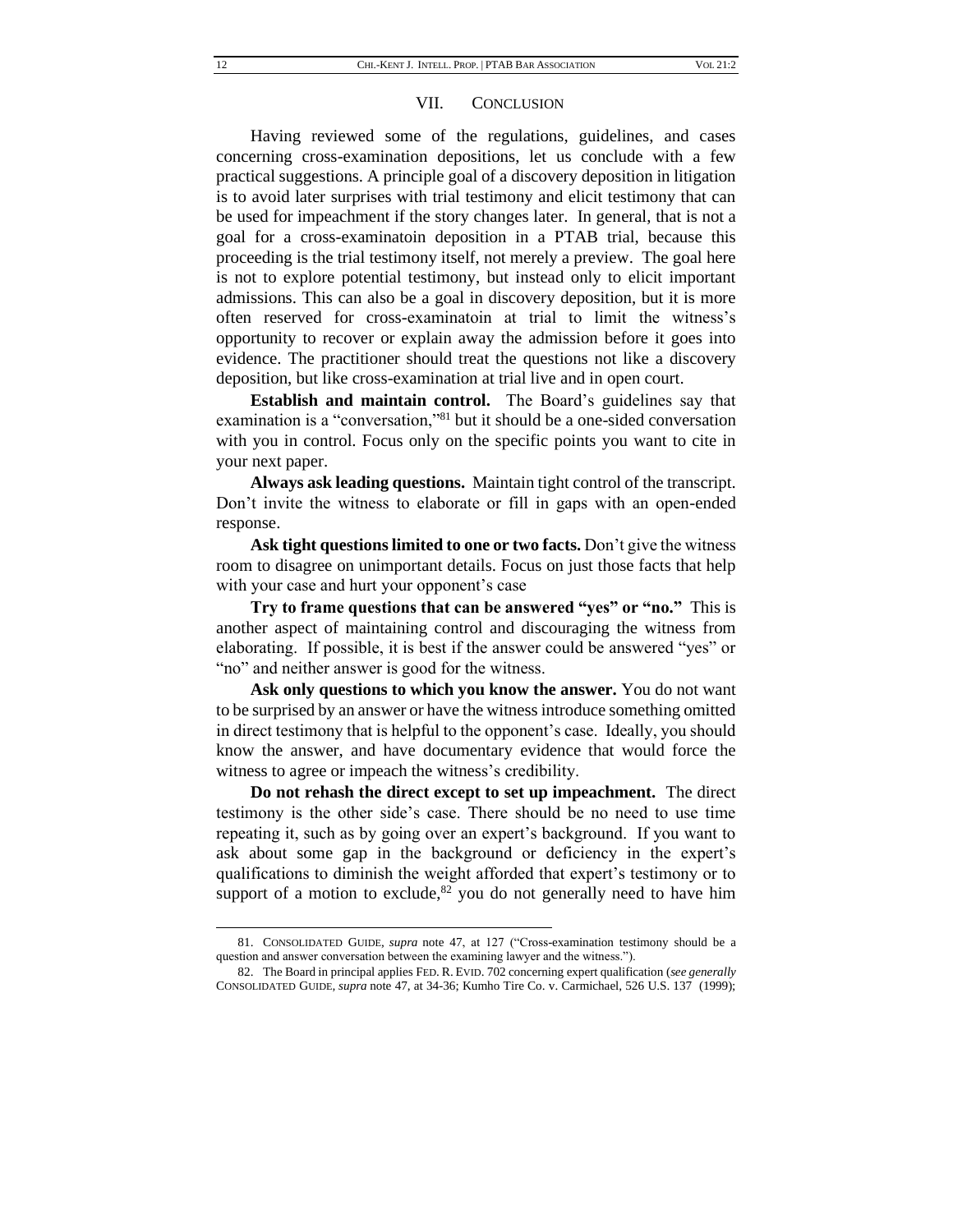## VII. CONCLUSION

Having reviewed some of the regulations, guidelines, and cases concerning cross-examination depositions, let us conclude with a few practical suggestions. A principle goal of a discovery deposition in litigation is to avoid later surprises with trial testimony and elicit testimony that can be used for impeachment if the story changes later. In general, that is not a goal for a cross-examinatoin deposition in a PTAB trial, because this proceeding is the trial testimony itself, not merely a preview. The goal here is not to explore potential testimony, but instead only to elicit important admissions. This can also be a goal in discovery deposition, but it is more often reserved for cross-examinatoin at trial to limit the witness's opportunity to recover or explain away the admission before it goes into evidence. The practitioner should treat the questions not like a discovery deposition, but like cross-examination at trial live and in open court.

**Establish and maintain control.** The Board's guidelines say that examination is a "conversation,"[81] but it should be a one-sided conversation with you in control. Focus only on the specific points you want to cite in your next paper.

**Always ask leading questions.** Maintain tight control of the transcript. Don't invite the witness to elaborate or fill in gaps with an open-ended response.

**Ask tight questions limited to one or two facts.** Don't give the witness room to disagree on unimportant details. Focus on just those facts that help with your case and hurt your opponent's case

**Try to frame questions that can be answered "yes" or "no."** This is another aspect of maintaining control and discouraging the witness from elaborating. If possible, it is best if the answer could be answered "yes" or "no" and neither answer is good for the witness.

**Ask only questions to which you know the answer.** You do not want to be surprised by an answer or have the witness introduce something omitted in direct testimony that is helpful to the opponent's case. Ideally, you should know the answer, and have documentary evidence that would force the witness to agree or impeach the witness's credibility.

**Do not rehash the direct except to set up impeachment.** The direct testimony is the other side's case. There should be no need to use time repeating it, such as by going over an expert's background. If you want to ask about some gap in the background or deficiency in the expert's qualifications to diminish the weight afforded that expert's testimony or to support of a motion to exclude,[82] you do not generally need to have him

---

81. CONSOLIDATED GUIDE, *supra* note 47, at 127 ("Cross-examination testimony should be a question and answer conversation between the examining lawyer and the witness.").

82. The Board in principal applies FED. R. EVID. 702 concerning expert qualification (*see generally* CONSOLIDATED GUIDE, *supra* note 47, at 34-36; Kumho Tire Co. v. Carmichael, 526 U.S. 137 (1999);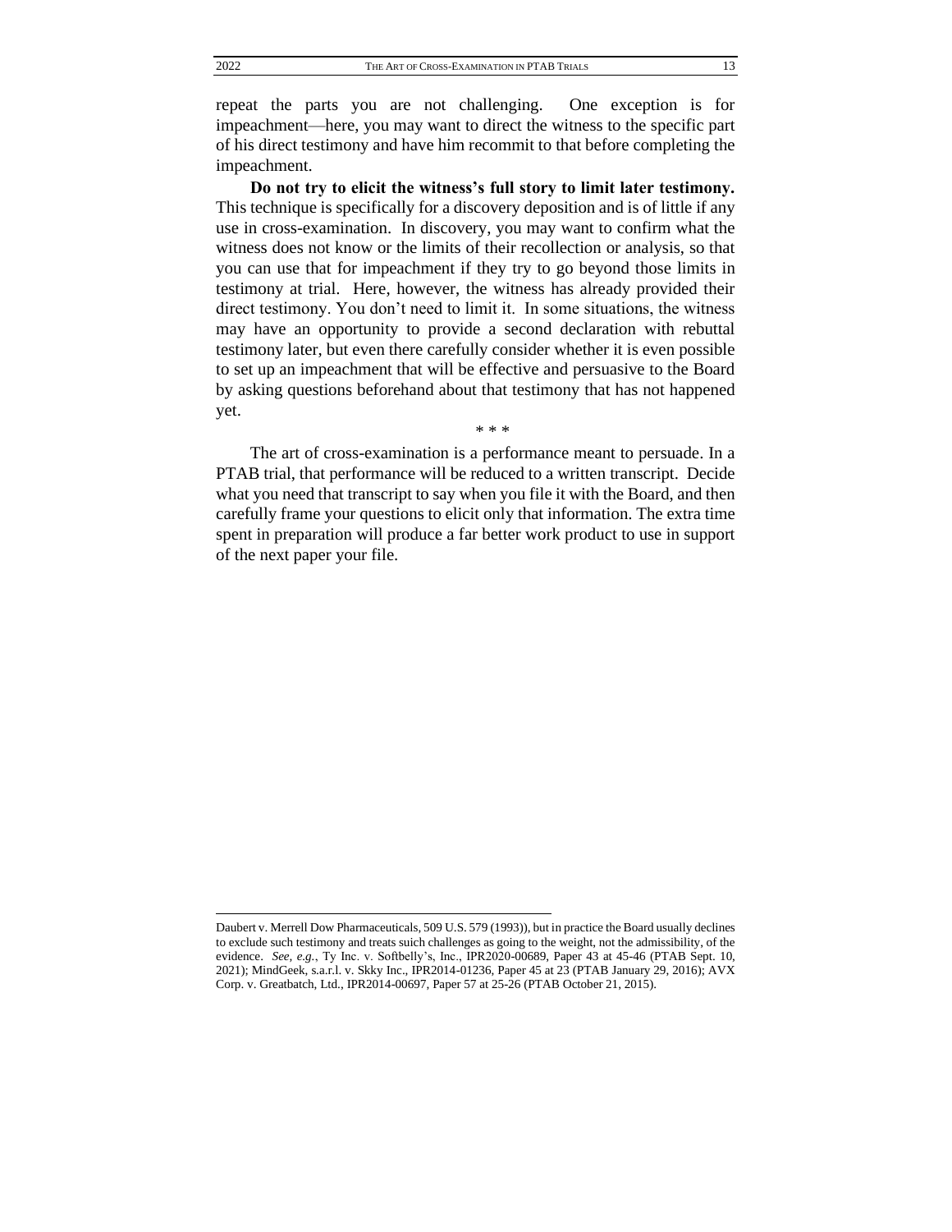repeat the parts you are not challenging. One exception is for impeachment—here, you may want to direct the witness to the specific part of his direct testimony and have him recommit to that before completing the impeachment.

**Do not try to elicit the witness's full story to limit later testimony.** This technique is specifically for a discovery deposition and is of little if any use in cross-examination. In discovery, you may want to confirm what the witness does not know or the limits of their recollection or analysis, so that you can use that for impeachment if they try to go beyond those limits in testimony at trial. Here, however, the witness has already provided their direct testimony. You don't need to limit it. In some situations, the witness may have an opportunity to provide a second declaration with rebuttal testimony later, but even there carefully consider whether it is even possible to set up an impeachment that will be effective and persuasive to the Board by asking questions beforehand about that testimony that has not happened yet.

\* \* \*

The art of cross-examination is a performance meant to persuade. In a PTAB trial, that performance will be reduced to a written transcript. Decide what you need that transcript to say when you file it with the Board, and then carefully frame your questions to elicit only that information. The extra time spent in preparation will produce a far better work product to use in support of the next paper your file.

---

Daubert v. Merrell Dow Pharmaceuticals, 509 U.S. 579 (1993)), but in practice the Board usually declines to exclude such testimony and treats suich challenges as going to the weight, not the admissibility, of the evidence. *See, e.g.*, Ty Inc. v. Softbelly's, Inc., IPR2020-00689, Paper 43 at 45-46 (PTAB Sept. 10, 2021); MindGeek, s.a.r.l. v. Skky Inc., IPR2014-01236, Paper 45 at 23 (PTAB January 29, 2016); AVX Corp. v. Greatbatch, Ltd., IPR2014-00697, Paper 57 at 25-26 (PTAB October 21, 2015).